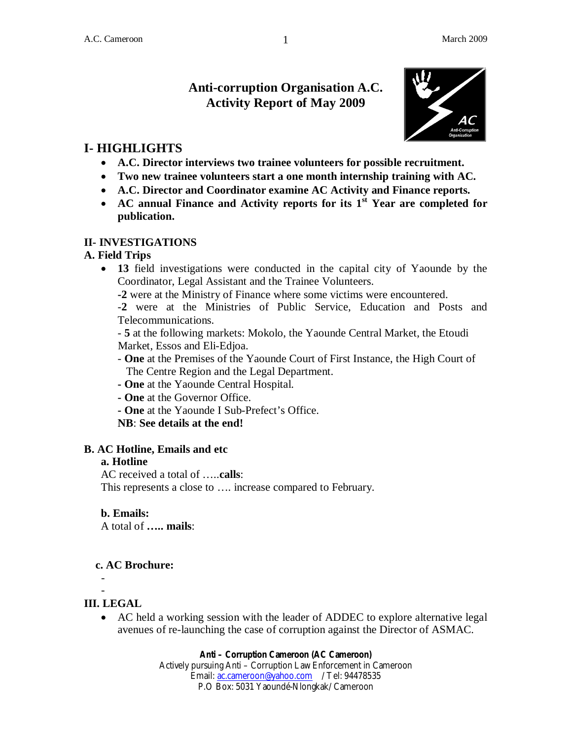# Anti-corruption Organisation A.C.
# Activity Report of May 2009

## I- HIGHLIGHTS

- **A.C. Director interviews two trainee volunteers for possible recruitment.**
- **Two new trainee volunteers start a one month internship training with AC.**
- **A.C. Director and Coordinator examine AC Activity and Finance reports.**
- **AC annual Finance and Activity reports for its 1st Year are completed for publication.**

### II- INVESTIGATIONS

### A. Field Trips

- **13** field investigations were conducted in the capital city of Yaounde by the Coordinator, Legal Assistant and the Trainee Volunteers.

  **-2** were at the Ministry of Finance where some victims were encountered.

  -**2** were at the Ministries of Public Service, Education and Posts and Telecommunications.

  - **5** at the following markets: Mokolo, the Yaounde Central Market, the Etoudi Market, Essos and Eli-Edjoa.
  - **One** at the Premises of the Yaounde Court of First Instance, the High Court of The Centre Region and the Legal Department.
  - **One** at the Yaounde Central Hospital.
  - **One** at the Governor Office.
  - **One** at the Yaounde I Sub-Prefect's Office.

  **NB**: **See details at the end!**

### B. AC Hotline, Emails and etc

**a. Hotline**

AC received a total of …..**calls**:

This represents a close to …. increase compared to February.

**b. Emails:**

A total of **….. mails**:

**c. AC Brochure:**

-

-

### III. LEGAL

- AC held a working session with the leader of ADDEC to explore alternative legal avenues of re-launching the case of corruption against the Director of ASMAC.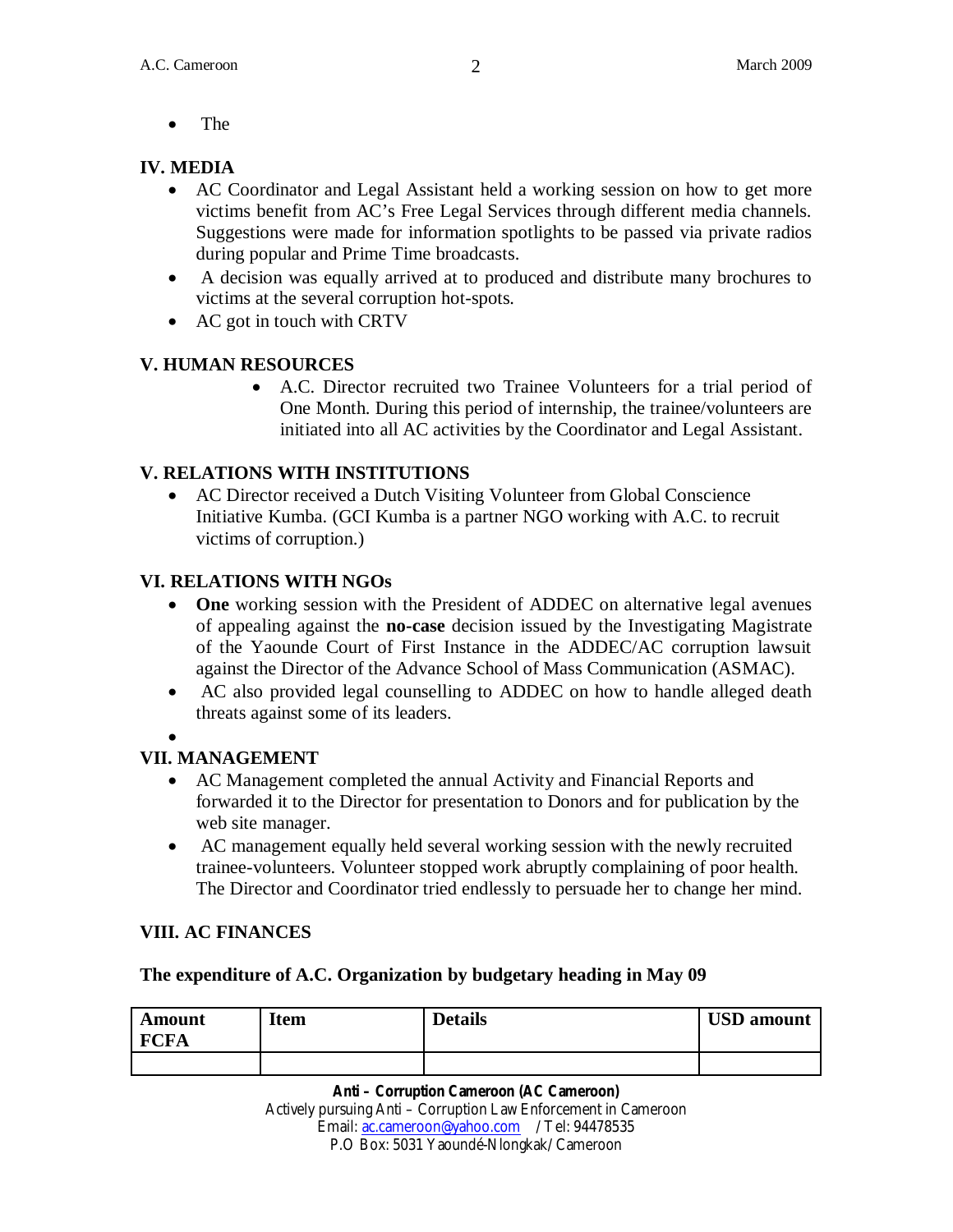- The

## IV. MEDIA

- AC Coordinator and Legal Assistant held a working session on how to get more victims benefit from AC's Free Legal Services through different media channels. Suggestions were made for information spotlights to be passed via private radios during popular and Prime Time broadcasts.
- A decision was equally arrived at to produced and distribute many brochures to victims at the several corruption hot-spots.
- AC got in touch with CRTV

## V. HUMAN RESOURCES

- A.C. Director recruited two Trainee Volunteers for a trial period of One Month. During this period of internship, the trainee/volunteers are initiated into all AC activities by the Coordinator and Legal Assistant.

## V. RELATIONS WITH INSTITUTIONS

- AC Director received a Dutch Visiting Volunteer from Global Conscience Initiative Kumba. (GCI Kumba is a partner NGO working with A.C. to recruit victims of corruption.)

## VI. RELATIONS WITH NGOs

- **One** working session with the President of ADDEC on alternative legal avenues of appealing against the **no-case** decision issued by the Investigating Magistrate of the Yaounde Court of First Instance in the ADDEC/AC corruption lawsuit against the Director of the Advance School of Mass Communication (ASMAC).
- AC also provided legal counselling to ADDEC on how to handle alleged death threats against some of its leaders.
- 

## VII. MANAGEMENT

- AC Management completed the annual Activity and Financial Reports and forwarded it to the Director for presentation to Donors and for publication by the web site manager.
- AC management equally held several working session with the newly recruited trainee-volunteers. Volunteer stopped work abruptly complaining of poor health. The Director and Coordinator tried endlessly to persuade her to change her mind.

## VIII. AC FINANCES

**The expenditure of A.C. Organization by budgetary heading in May 09**

| Amount FCFA | Item | Details | USD amount |
|---|---|---|---|
| | | | |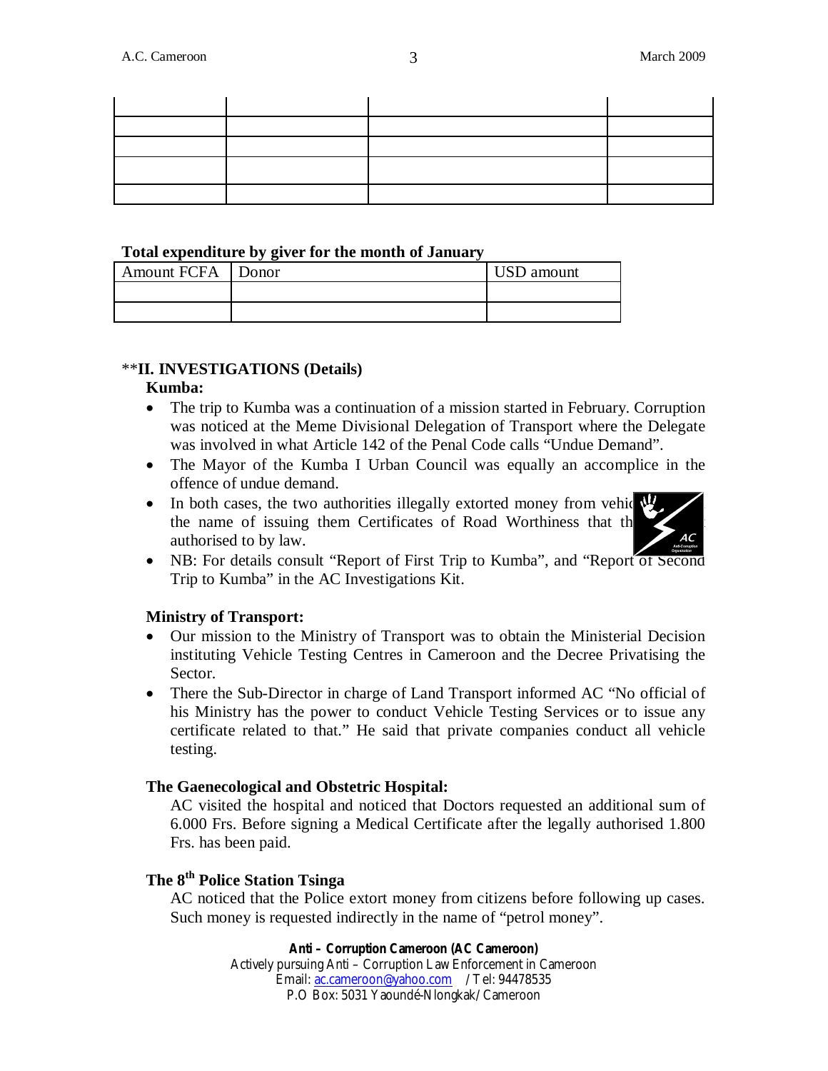| | | | |
|---|---|---|---|
| | | | |
| | | | |
| | | | |
| | | | |
| | | | |

**Total expenditure by giver for the month of January**

| Amount FCFA | Donor | USD amount |
|---|---|---|
| | | |
| | | |

**II. INVESTIGATIONS (Details)

**Kumba:**

- The trip to Kumba was a continuation of a mission started in February. Corruption was noticed at the Meme Divisional Delegation of Transport where the Delegate was involved in what Article 142 of the Penal Code calls "Undue Demand".
- The Mayor of the Kumba I Urban Council was equally an accomplice in the offence of undue demand.
- In both cases, the two authorities illegally extorted money from vehic the name of issuing them Certificates of Road Worthiness that th authorised to by law.
- NB: For details consult "Report of First Trip to Kumba", and "Report of Second Trip to Kumba" in the AC Investigations Kit.

**Ministry of Transport:**

- Our mission to the Ministry of Transport was to obtain the Ministerial Decision instituting Vehicle Testing Centres in Cameroon and the Decree Privatising the Sector.
- There the Sub-Director in charge of Land Transport informed AC "No official of his Ministry has the power to conduct Vehicle Testing Services or to issue any certificate related to that." He said that private companies conduct all vehicle testing.

**The Gaenecological and Obstetric Hospital:**

AC visited the hospital and noticed that Doctors requested an additional sum of 6.000 Frs. Before signing a Medical Certificate after the legally authorised 1.800 Frs. has been paid.

**The 8th Police Station Tsinga**

AC noticed that the Police extort money from citizens before following up cases. Such money is requested indirectly in the name of "petrol money".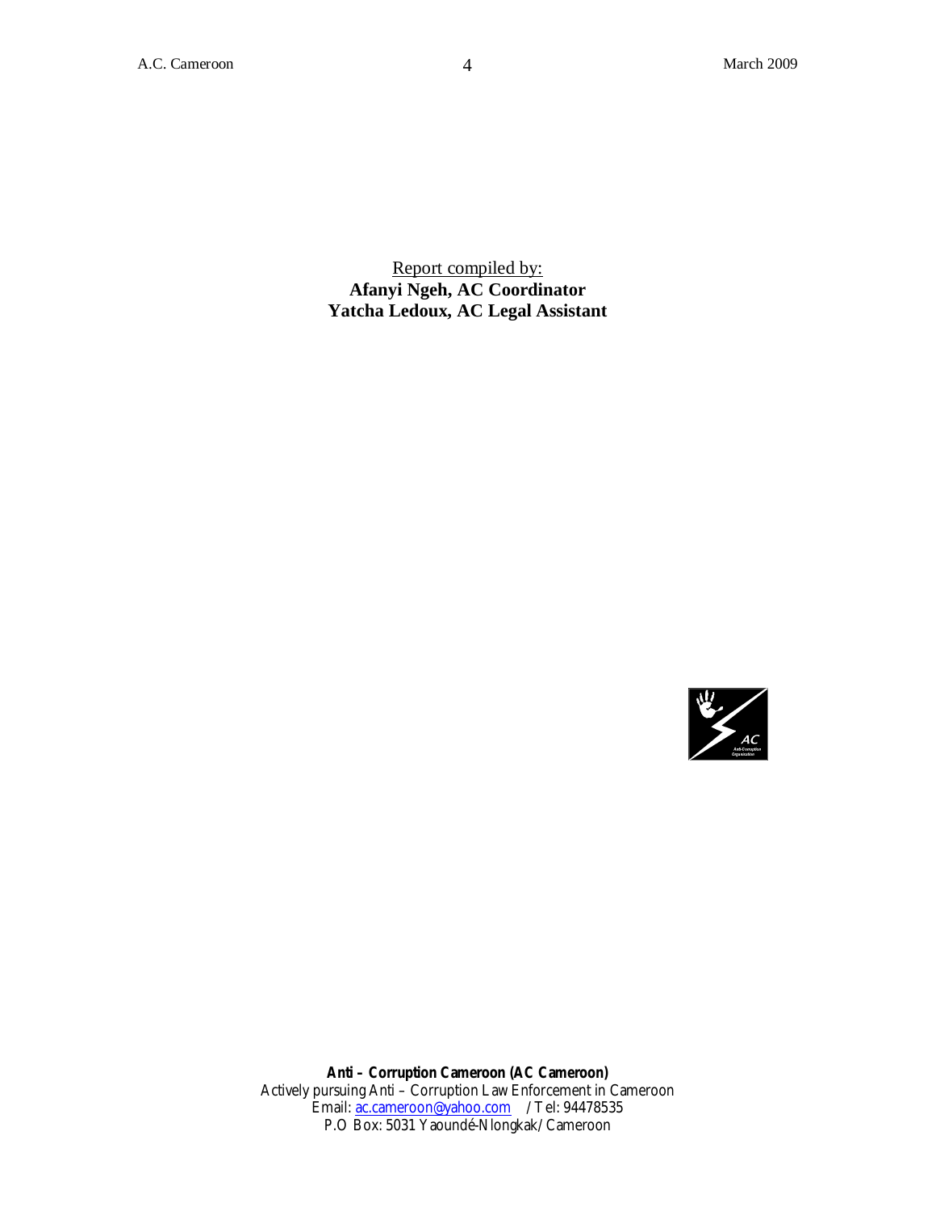Report compiled by:
**Afanyi Ngeh, AC Coordinator**
**Yatcha Ledoux, AC Legal Assistant**

**Anti – Corruption Cameroon (AC Cameroon)**
Actively pursuing Anti – Corruption Law Enforcement in Cameroon
Email: ac.cameroon@yahoo.com / Tel: 94478535
P.O Box: 5031 Yaoundé-Nlongkak/ Cameroon